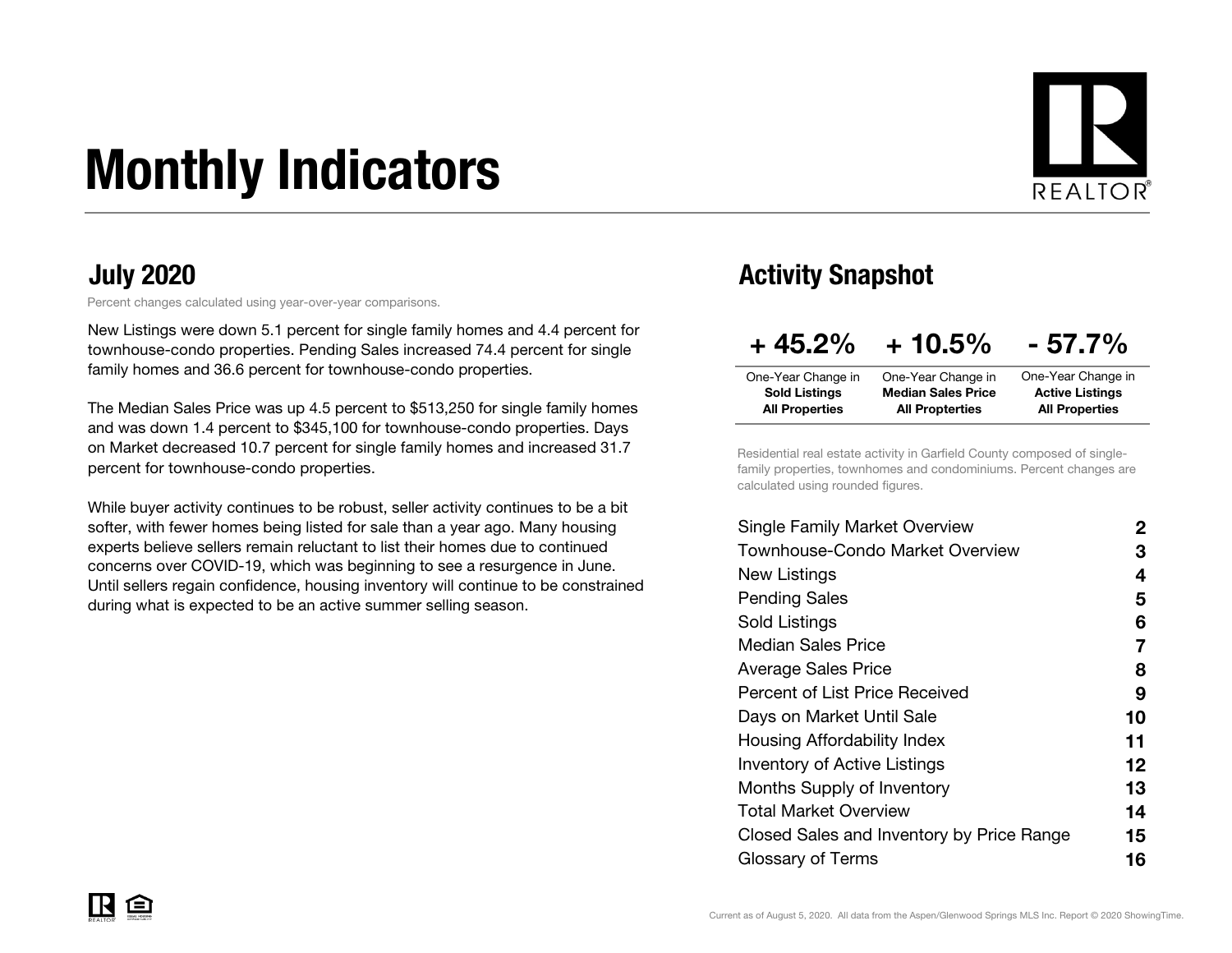# Monthly Indicators

## July 2020

Percent changes calculated using year-over-year comparisons.

New Listings were down 5.1 percent for single family homes and 4.4 percent for townhouse-condo properties. Pending Sales increased 74.4 percent for single family homes and 36.6 percent for townhouse-condo properties.

The Median Sales Price was up 4.5 percent to $513,250 for single family homes and was down 1.4 percent to $345,100 for townhouse-condo properties. Days on Market decreased 10.7 percent for single family homes and increased 31.7 percent for townhouse-condo properties.

While buyer activity continues to be robust, seller activity continues to be a bit softer, with fewer homes being listed for sale than a year ago. Many housing experts believe sellers remain reluctant to list their homes due to continued concerns over COVID-19, which was beginning to see a resurgence in June. Until sellers regain confidence, housing inventory will continue to be constrained during what is expected to be an active summer selling season.

## Activity Snapshot

| + 45.2% | + 10.5% | - 57.7% |
|---|---|---|
| One-Year Change in **Sold Listings All Properties** | One-Year Change in **Median Sales Price All Propterties** | One-Year Change in **Active Listings All Properties** |

Residential real estate activity in Garfield County composed of single-family properties, townhomes and condominiums. Percent changes are calculated using rounded figures.

| | |
|---|---|
| Single Family Market Overview | 2 |
| Townhouse-Condo Market Overview | 3 |
| New Listings | 4 |
| Pending Sales | 5 |
| Sold Listings | 6 |
| Median Sales Price | 7 |
| Average Sales Price | 8 |
| Percent of List Price Received | 9 |
| Days on Market Until Sale | 10 |
| Housing Affordability Index | 11 |
| Inventory of Active Listings | 12 |
| Months Supply of Inventory | 13 |
| Total Market Overview | 14 |
| Closed Sales and Inventory by Price Range | 15 |
| Glossary of Terms | 16 |

Current as of August 5, 2020. All data from the Aspen/Glenwood Springs MLS Inc. Report © 2020 ShowingTime.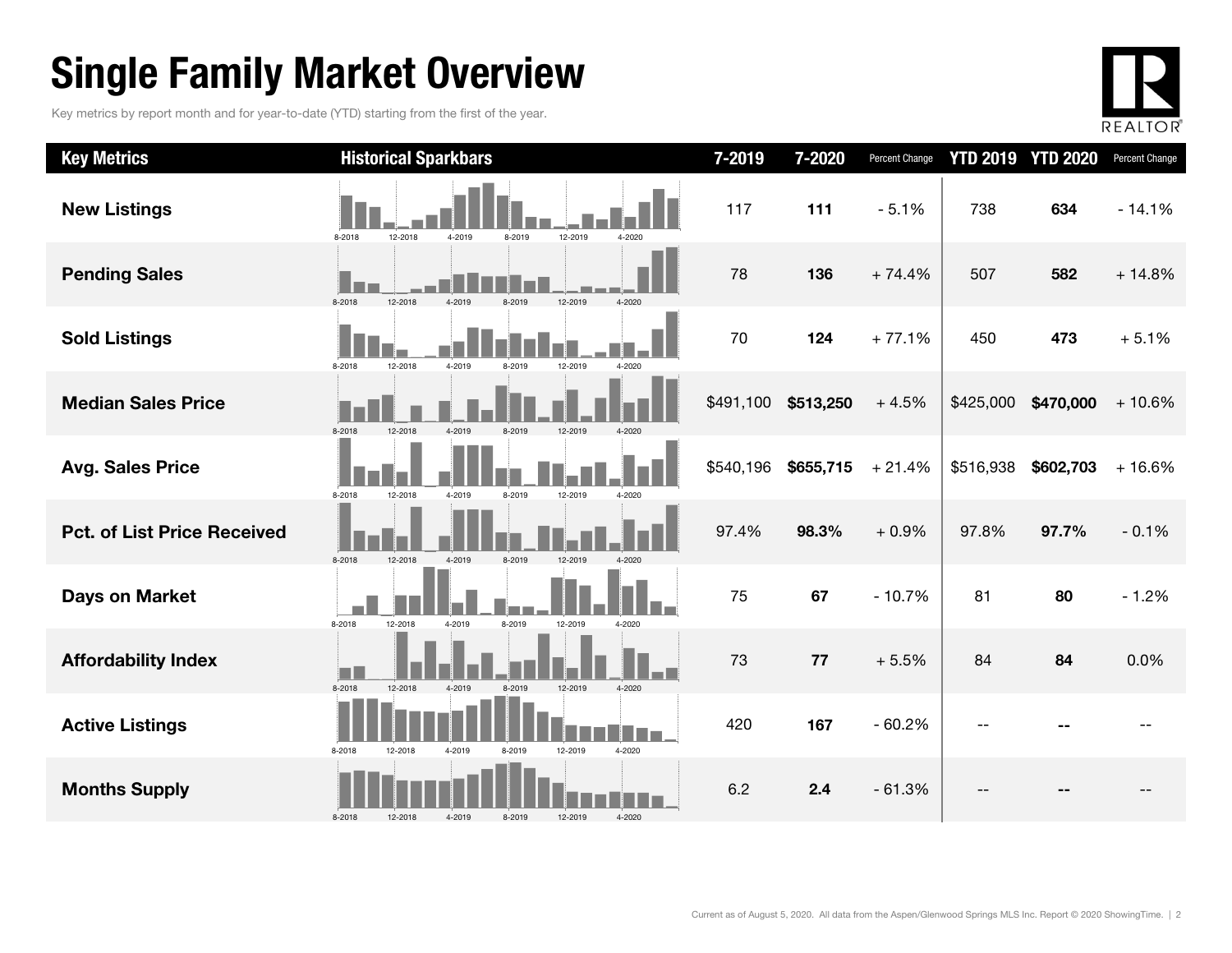# Single Family Market Overview

Key metrics by report month and for year-to-date (YTD) starting from the first of the year.

| Key Metrics | Historical Sparkbars | 7-2019 | 7-2020 | Percent Change | YTD 2019 | YTD 2020 | Percent Change |
|---|---|---|---|---|---|---|---|
| **New Listings** | 8-2018 12-2018 4-2019 8-2019 12-2019 4-2020 | 117 | **111** | - 5.1% | 738 | **634** | - 14.1% |
| **Pending Sales** | 8-2018 12-2018 4-2019 8-2019 12-2019 4-2020 | 78 | **136** | + 74.4% | 507 | **582** | + 14.8% |
| **Sold Listings** | 8-2018 12-2018 4-2019 8-2019 12-2019 4-2020 | 70 | **124** | + 77.1% | 450 | **473** | + 5.1% |
| **Median Sales Price** | 8-2018 12-2018 4-2019 8-2019 12-2019 4-2020 | $491,100 | **$513,250** | + 4.5% | $425,000 | **$470,000** | + 10.6% |
| **Avg. Sales Price** | 8-2018 12-2018 4-2019 8-2019 12-2019 4-2020 | $540,196 | **$655,715** | + 21.4% | $516,938 | **$602,703** | + 16.6% |
| **Pct. of List Price Received** | 8-2018 12-2018 4-2019 8-2019 12-2019 4-2020 | 97.4% | **98.3%** | + 0.9% | 97.8% | **97.7%** | - 0.1% |
| **Days on Market** | 8-2018 12-2018 4-2019 8-2019 12-2019 4-2020 | 75 | **67** | - 10.7% | 81 | **80** | - 1.2% |
| **Affordability Index** | 8-2018 12-2018 4-2019 8-2019 12-2019 4-2020 | 73 | **77** | + 5.5% | 84 | **84** | 0.0% |
| **Active Listings** | 8-2018 12-2018 4-2019 8-2019 12-2019 4-2020 | 420 | **167** | - 60.2% | -- | **--** | -- |
| **Months Supply** | 8-2018 12-2018 4-2019 8-2019 12-2019 4-2020 | 6.2 | **2.4** | - 61.3% | -- | **--** | -- |

Current as of August 5, 2020. All data from the Aspen/Glenwood Springs MLS Inc. Report © 2020 ShowingTime.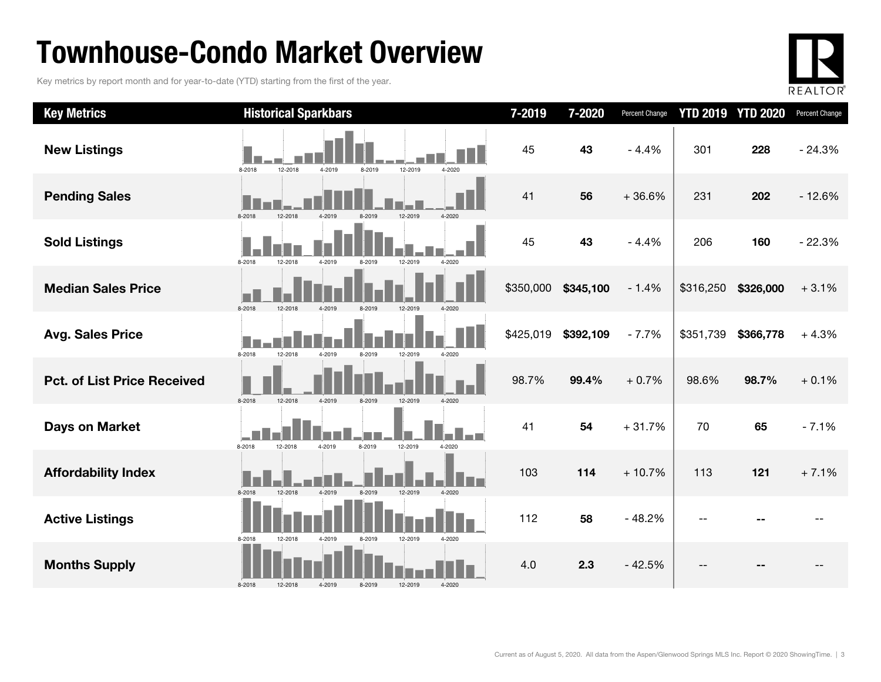# Townhouse-Condo Market Overview

Key metrics by report month and for year-to-date (YTD) starting from the first of the year.

| Key Metrics | Historical Sparkbars | 7-2019 | 7-2020 | Percent Change | YTD 2019 | YTD 2020 | Percent Change |
|---|---|---|---|---|---|---|---|
| **New Listings** | 8-2018 12-2018 4-2019 8-2019 12-2019 4-2020 | 45 | **43** | - 4.4% | 301 | **228** | - 24.3% |
| **Pending Sales** | 8-2018 12-2018 4-2019 8-2019 12-2019 4-2020 | 41 | **56** | + 36.6% | 231 | **202** | - 12.6% |
| **Sold Listings** | 8-2018 12-2018 4-2019 8-2019 12-2019 4-2020 | 45 | **43** | - 4.4% | 206 | **160** | - 22.3% |
| **Median Sales Price** | 8-2018 12-2018 4-2019 8-2019 12-2019 4-2020 | $350,000 | **$345,100** | - 1.4% | $316,250 | **$326,000** | + 3.1% |
| **Avg. Sales Price** | 8-2018 12-2018 4-2019 8-2019 12-2019 4-2020 | $425,019 | **$392,109** | - 7.7% | $351,739 | **$366,778** | + 4.3% |
| **Pct. of List Price Received** | 8-2018 12-2018 4-2019 8-2019 12-2019 4-2020 | 98.7% | **99.4%** | + 0.7% | 98.6% | **98.7%** | + 0.1% |
| **Days on Market** | 8-2018 12-2018 4-2019 8-2019 12-2019 4-2020 | 41 | **54** | + 31.7% | 70 | **65** | - 7.1% |
| **Affordability Index** | 8-2018 12-2018 4-2019 8-2019 12-2019 4-2020 | 103 | **114** | + 10.7% | 113 | **121** | + 7.1% |
| **Active Listings** | 8-2018 12-2018 4-2019 8-2019 12-2019 4-2020 | 112 | **58** | - 48.2% | -- | **--** | -- |
| **Months Supply** | 8-2018 12-2018 4-2019 8-2019 12-2019 4-2020 | 4.0 | **2.3** | - 42.5% | -- | **--** | -- |

Current as of August 5, 2020. All data from the Aspen/Glenwood Springs MLS Inc. Report © 2020 ShowingTime.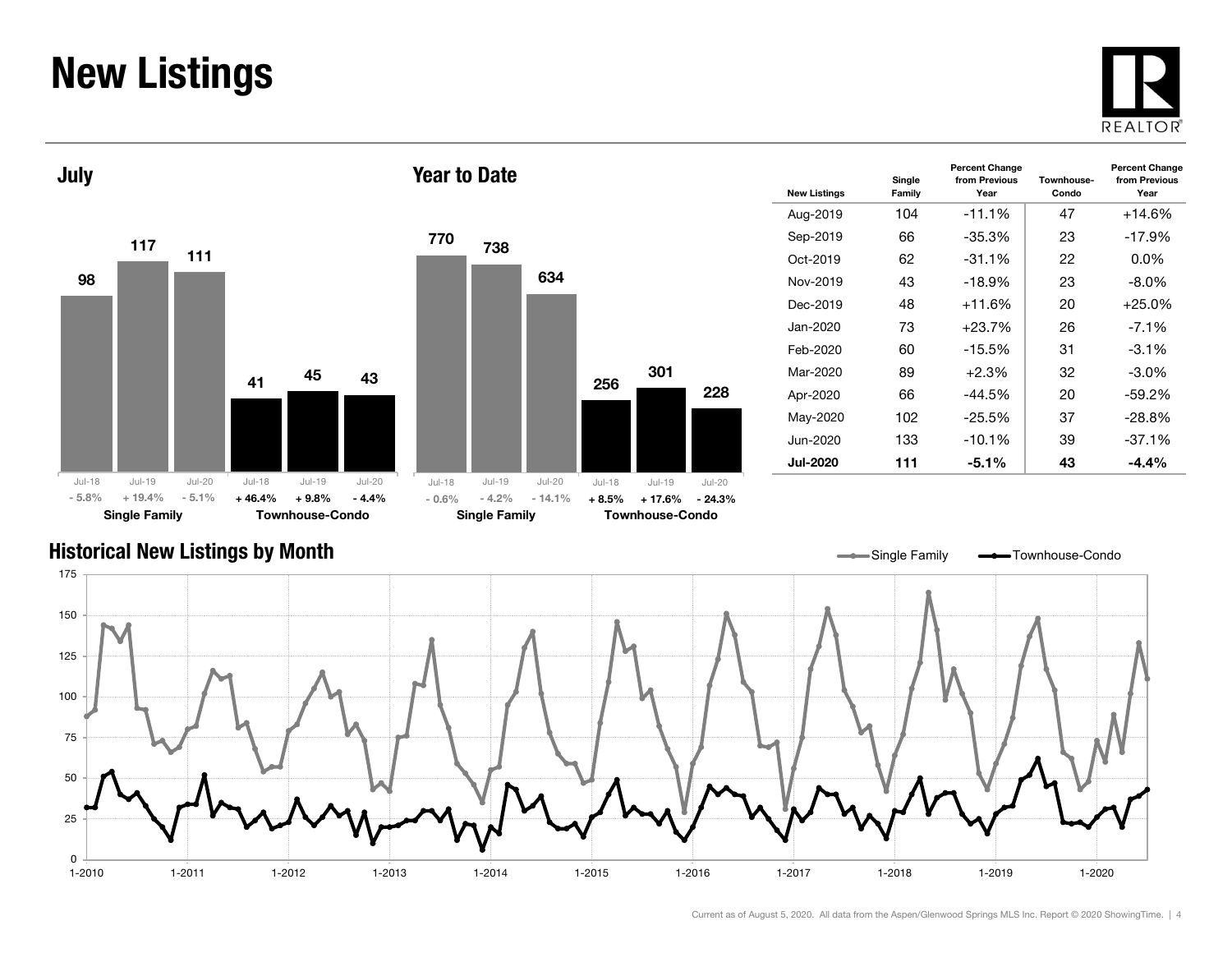# New Listings

## July

| | Jul-18 | Jul-19 | Jul-20 |
|---|---|---|---|
| Single Family | 98 | 117 | 111 |
| Percent change | - 5.8% | + 19.4% | - 5.1% |
| Townhouse-Condo | 41 | 45 | 43 |
| Percent change | + 46.4% | + 9.8% | - 4.4% |

## Year to Date

| | Jul-18 | Jul-19 | Jul-20 |
|---|---|---|---|
| Single Family | 770 | 738 | 634 |
| Percent change | - 0.6% | - 4.2% | - 14.1% |
| Townhouse-Condo | 256 | 301 | 228 |
| Percent change | + 8.5% | + 17.6% | - 24.3% |

| New Listings | Single Family | Percent Change from Previous Year | Townhouse-Condo | Percent Change from Previous Year |
|---|---|---|---|---|
| Aug-2019 | 104 | -11.1% | 47 | +14.6% |
| Sep-2019 | 66 | -35.3% | 23 | -17.9% |
| Oct-2019 | 62 | -31.1% | 22 | 0.0% |
| Nov-2019 | 43 | -18.9% | 23 | -8.0% |
| Dec-2019 | 48 | +11.6% | 20 | +25.0% |
| Jan-2020 | 73 | +23.7% | 26 | -7.1% |
| Feb-2020 | 60 | -15.5% | 31 | -3.1% |
| Mar-2020 | 89 | +2.3% | 32 | -3.0% |
| Apr-2020 | 66 | -44.5% | 20 | -59.2% |
| May-2020 | 102 | -25.5% | 37 | -28.8% |
| Jun-2020 | 133 | -10.1% | 39 | -37.1% |
| **Jul-2020** | **111** | **-5.1%** | **43** | **-4.4%** |

## Historical New Listings by Month

Current as of August 5, 2020. All data from the Aspen/Glenwood Springs MLS Inc. Report © 2020 ShowingTime.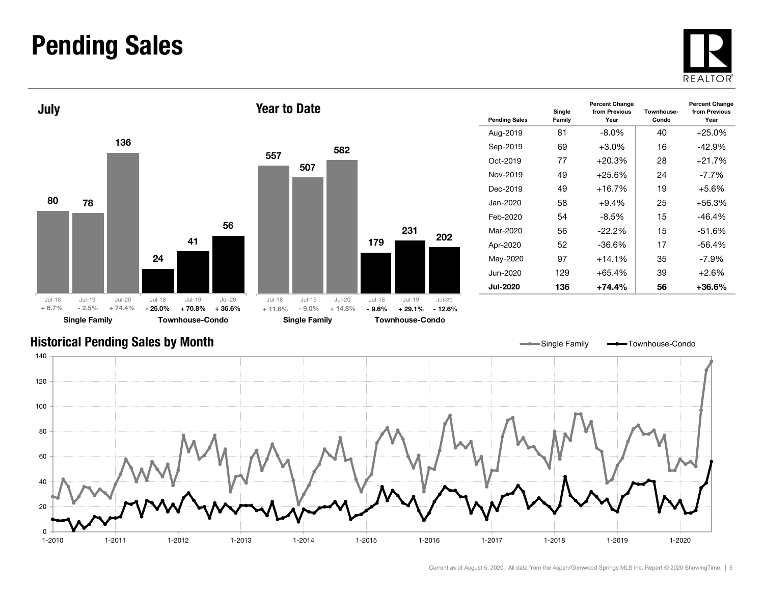# Pending Sales

## July

| | Jul-18 | Jul-19 | Jul-20 |
|---|---|---|---|
| Single Family | 80 | 78 | 136 |
| Percent Change | + 6.7% | - 2.5% | + 74.4% |
| Townhouse-Condo | 24 | 41 | 56 |
| Percent Change | - 25.0% | + 70.8% | + 36.6% |

## Year to Date

| | Jul-18 | Jul-19 | Jul-20 |
|---|---|---|---|
| Single Family | 557 | 507 | 582 |
| Percent Change | + 11.6% | - 9.0% | + 14.8% |
| Townhouse-Condo | 179 | 231 | 202 |
| Percent Change | - 9.6% | + 29.1% | - 12.6% |

| Pending Sales | Single Family | Percent Change from Previous Year | Townhouse-Condo | Percent Change from Previous Year |
|---|---|---|---|---|
| Aug-2019 | 81 | -8.0% | 40 | +25.0% |
| Sep-2019 | 69 | +3.0% | 16 | -42.9% |
| Oct-2019 | 77 | +20.3% | 28 | +21.7% |
| Nov-2019 | 49 | +25.6% | 24 | -7.7% |
| Dec-2019 | 49 | +16.7% | 19 | +5.6% |
| Jan-2020 | 58 | +9.4% | 25 | +56.3% |
| Feb-2020 | 54 | -8.5% | 15 | -46.4% |
| Mar-2020 | 56 | -22.2% | 15 | -51.6% |
| Apr-2020 | 52 | -36.6% | 17 | -56.4% |
| May-2020 | 97 | +14.1% | 35 | -7.9% |
| Jun-2020 | 129 | +65.4% | 39 | +2.6% |
| **Jul-2020** | **136** | **+74.4%** | **56** | **+36.6%** |

## Historical Pending Sales by Month

Single Family — Townhouse-Condo

Current as of August 5, 2020. All data from the Aspen/Glenwood Springs MLS Inc. Report © 2020 ShowingTime.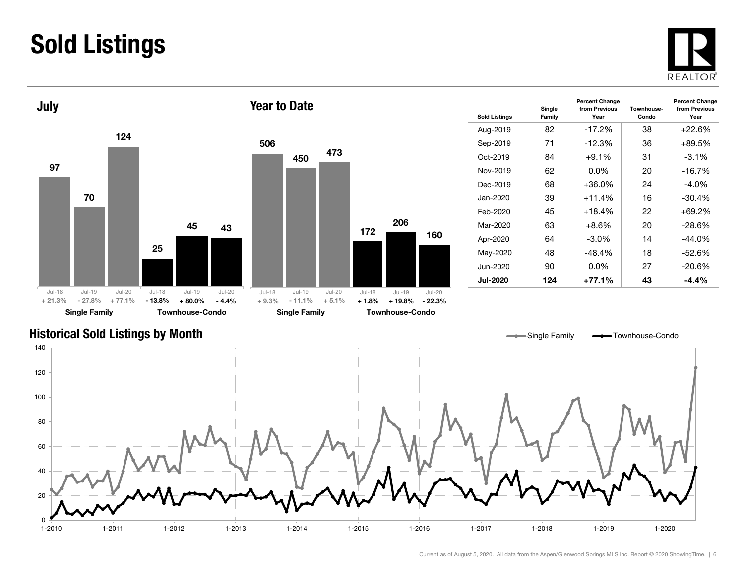# Sold Listings

## July

| | Jul-18 | Jul-19 | Jul-20 |
|---|---|---|---|
| Single Family | 97 | 70 | 124 |
| Percent change | + 21.3% | - 27.8% | + 77.1% |
| Townhouse-Condo | 25 | 45 | 43 |
| Percent change | - 13.8% | + 80.0% | - 4.4% |

## Year to Date

| | Jul-18 | Jul-19 | Jul-20 |
|---|---|---|---|
| Single Family | 506 | 450 | 473 |
| Percent change | + 9.3% | - 11.1% | + 5.1% |
| Townhouse-Condo | 172 | 206 | 160 |
| Percent change | + 1.8% | + 19.8% | - 22.3% |

| Sold Listings | Single Family | Percent Change from Previous Year | Townhouse-Condo | Percent Change from Previous Year |
|---|---|---|---|---|
| Aug-2019 | 82 | -17.2% | 38 | +22.6% |
| Sep-2019 | 71 | -12.3% | 36 | +89.5% |
| Oct-2019 | 84 | +9.1% | 31 | -3.1% |
| Nov-2019 | 62 | 0.0% | 20 | -16.7% |
| Dec-2019 | 68 | +36.0% | 24 | -4.0% |
| Jan-2020 | 39 | +11.4% | 16 | -30.4% |
| Feb-2020 | 45 | +18.4% | 22 | +69.2% |
| Mar-2020 | 63 | +8.6% | 20 | -28.6% |
| Apr-2020 | 64 | -3.0% | 14 | -44.0% |
| May-2020 | 48 | -48.4% | 18 | -52.6% |
| Jun-2020 | 90 | 0.0% | 27 | -20.6% |
| **Jul-2020** | **124** | **+77.1%** | **43** | **-4.4%** |

## Historical Sold Listings by Month

Single Family / Townhouse-Condo

Current as of August 5, 2020. All data from the Aspen/Glenwood Springs MLS Inc. Report © 2020 ShowingTime.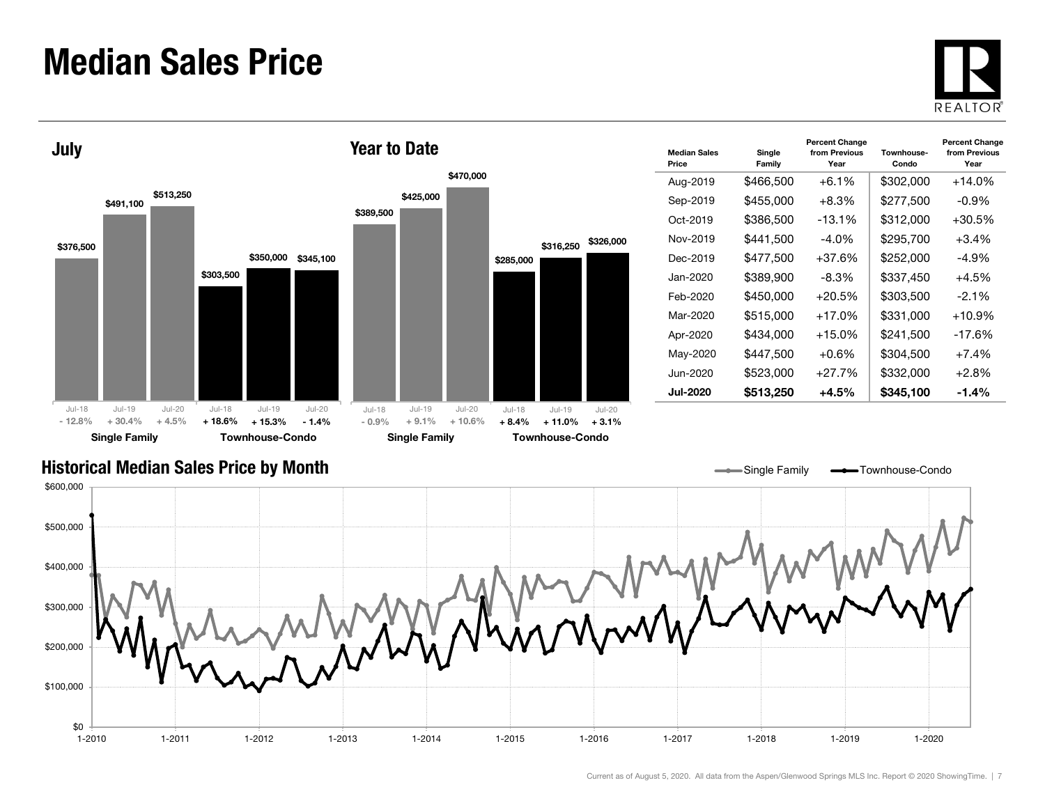# Median Sales Price

## July

| | Jul-18 | Jul-19 | Jul-20 |
|---|---|---|---|
| Single Family | $376,500 | $491,100 | $513,250 |
| Percent Change | - 12.8% | + 30.4% | + 4.5% |
| Townhouse-Condo | $303,500 | $350,000 | $345,100 |
| Percent Change | + 18.6% | + 15.3% | - 1.4% |

## Year to Date

| | Jul-18 | Jul-19 | Jul-20 |
|---|---|---|---|
| Single Family | $389,500 | $425,000 | $470,000 |
| Percent Change | - 0.9% | + 9.1% | + 10.6% |
| Townhouse-Condo | $285,000 | $316,250 | $326,000 |
| Percent Change | + 8.4% | + 11.0% | + 3.1% |

| Median Sales Price | Single Family | Percent Change from Previous Year | Townhouse-Condo | Percent Change from Previous Year |
|---|---|---|---|---|
| Aug-2019 | $466,500 | +6.1% | $302,000 | +14.0% |
| Sep-2019 | $455,000 | +8.3% | $277,500 | -0.9% |
| Oct-2019 | $386,500 | -13.1% | $312,000 | +30.5% |
| Nov-2019 | $441,500 | -4.0% | $295,700 | +3.4% |
| Dec-2019 | $477,500 | +37.6% | $252,000 | -4.9% |
| Jan-2020 | $389,900 | -8.3% | $337,450 | +4.5% |
| Feb-2020 | $450,000 | +20.5% | $303,500 | -2.1% |
| Mar-2020 | $515,000 | +17.0% | $331,000 | +10.9% |
| Apr-2020 | $434,000 | +15.0% | $241,500 | -17.6% |
| May-2020 | $447,500 | +0.6% | $304,500 | +7.4% |
| Jun-2020 | $523,000 | +27.7% | $332,000 | +2.8% |
| **Jul-2020** | **$513,250** | **+4.5%** | **$345,100** | **-1.4%** |

## Historical Median Sales Price by Month

Current as of August 5, 2020. All data from the Aspen/Glenwood Springs MLS Inc. Report © 2020 ShowingTime.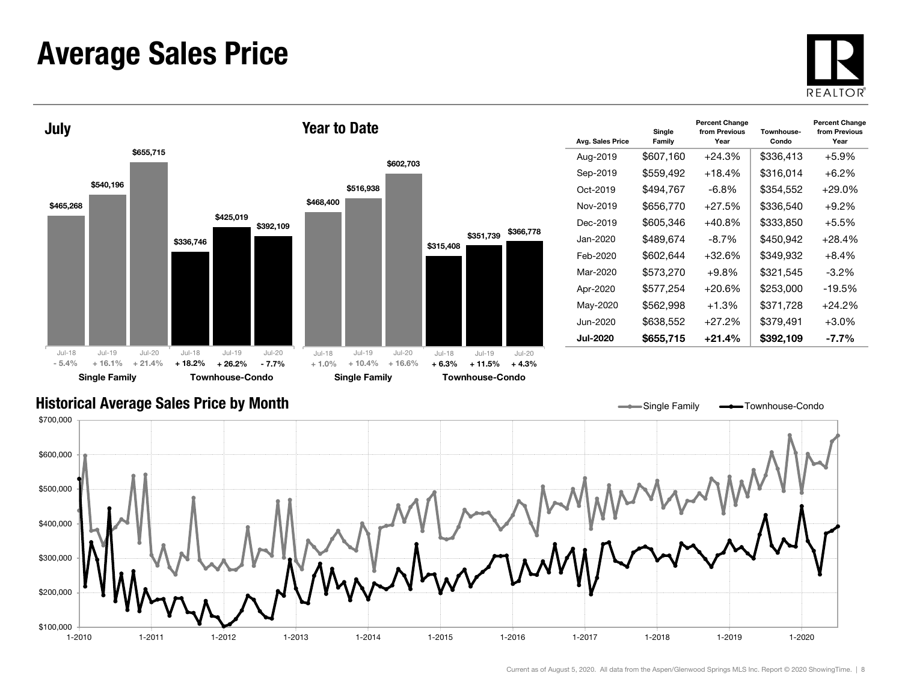# Average Sales Price

## July

| | Jul-18 | Jul-19 | Jul-20 |
|---|---|---|---|
| Single Family | $465,268 | $540,196 | $655,715 |
| | - 5.4% | + 16.1% | + 21.4% |
| Townhouse-Condo | $336,746 | $425,019 | $392,109 |
| | + 18.2% | + 26.2% | - 7.7% |

## Year to Date

| | Jul-18 | Jul-19 | Jul-20 |
|---|---|---|---|
| Single Family | $468,400 | $516,938 | $602,703 |
| | + 1.0% | + 10.4% | + 16.6% |
| Townhouse-Condo | $315,408 | $351,739 | $366,778 |
| | + 6.3% | + 11.5% | + 4.3% |

| Avg. Sales Price | Single Family | Percent Change from Previous Year | Townhouse-Condo | Percent Change from Previous Year |
|---|---|---|---|---|
| Aug-2019 | $607,160 | +24.3% | $336,413 | +5.9% |
| Sep-2019 | $559,492 | +18.4% | $316,014 | +6.2% |
| Oct-2019 | $494,767 | -6.8% | $354,552 | +29.0% |
| Nov-2019 | $656,770 | +27.5% | $336,540 | +9.2% |
| Dec-2019 | $605,346 | +40.8% | $333,850 | +5.5% |
| Jan-2020 | $489,674 | -8.7% | $450,942 | +28.4% |
| Feb-2020 | $602,644 | +32.6% | $349,932 | +8.4% |
| Mar-2020 | $573,270 | +9.8% | $321,545 | -3.2% |
| Apr-2020 | $577,254 | +20.6% | $253,000 | -19.5% |
| May-2020 | $562,998 | +1.3% | $371,728 | +24.2% |
| Jun-2020 | $638,552 | +27.2% | $379,491 | +3.0% |
| **Jul-2020** | **$655,715** | **+21.4%** | **$392,109** | **-7.7%** |

## Historical Average Sales Price by Month

Current as of August 5, 2020. All data from the Aspen/Glenwood Springs MLS Inc. Report © 2020 ShowingTime.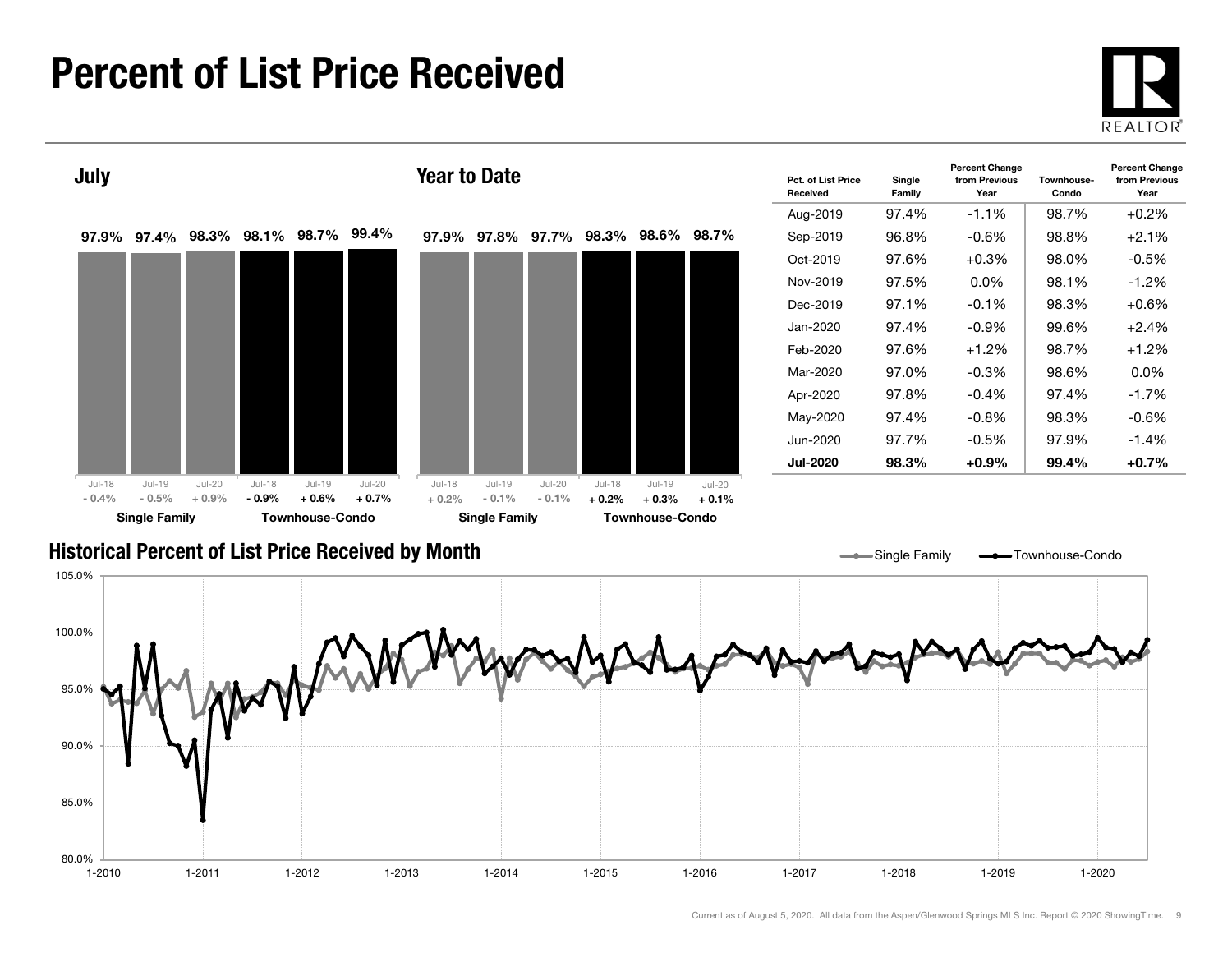# Percent of List Price Received

## July

| | Jul-18 | Jul-19 | Jul-20 |
|---|---|---|---|
| Single Family | 97.9% | 97.4% | 98.3% |
| Percent Change | - 0.4% | - 0.5% | + 0.9% |
| Townhouse-Condo | 98.1% | 98.7% | 99.4% |
| Percent Change | - 0.9% | + 0.6% | + 0.7% |

## Year to Date

| | Jul-18 | Jul-19 | Jul-20 |
|---|---|---|---|
| Single Family | 97.9% | 97.8% | 97.7% |
| Percent Change | + 0.2% | - 0.1% | - 0.1% |
| Townhouse-Condo | 98.3% | 98.6% | 98.7% |
| Percent Change | + 0.2% | + 0.3% | + 0.1% |

| Pct. of List Price Received | Single Family | Percent Change from Previous Year | Townhouse-Condo | Percent Change from Previous Year |
|---|---|---|---|---|
| Aug-2019 | 97.4% | -1.1% | 98.7% | +0.2% |
| Sep-2019 | 96.8% | -0.6% | 98.8% | +2.1% |
| Oct-2019 | 97.6% | +0.3% | 98.0% | -0.5% |
| Nov-2019 | 97.5% | 0.0% | 98.1% | -1.2% |
| Dec-2019 | 97.1% | -0.1% | 98.3% | +0.6% |
| Jan-2020 | 97.4% | -0.9% | 99.6% | +2.4% |
| Feb-2020 | 97.6% | +1.2% | 98.7% | +1.2% |
| Mar-2020 | 97.0% | -0.3% | 98.6% | 0.0% |
| Apr-2020 | 97.8% | -0.4% | 97.4% | -1.7% |
| May-2020 | 97.4% | -0.8% | 98.3% | -0.6% |
| Jun-2020 | 97.7% | -0.5% | 97.9% | -1.4% |
| **Jul-2020** | **98.3%** | **+0.9%** | **99.4%** | **+0.7%** |

## Historical Percent of List Price Received by Month

Current as of August 5, 2020. All data from the Aspen/Glenwood Springs MLS Inc. Report © 2020 ShowingTime.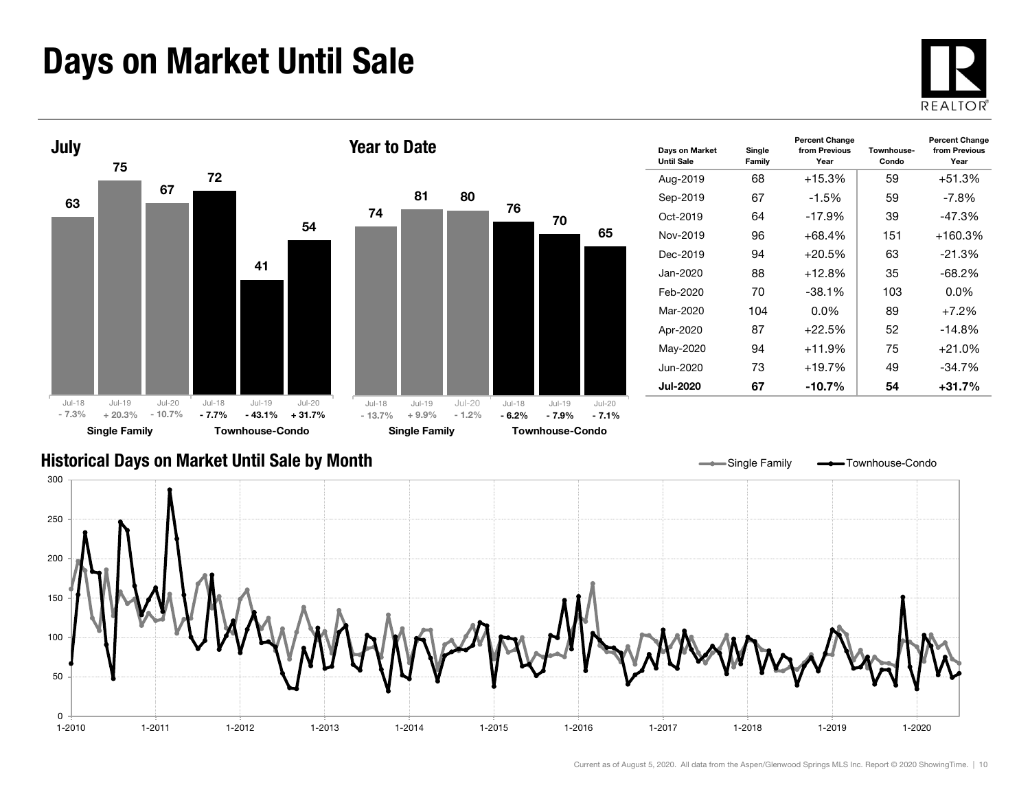# Days on Market Until Sale

## July

| | Jul-18 | Jul-19 | Jul-20 |
|---|---|---|---|
| Single Family | 63 | 75 | 67 |
| Percent Change | - 7.3% | + 20.3% | - 10.7% |
| Townhouse-Condo | 72 | 41 | 54 |
| Percent Change | - 7.7% | - 43.1% | + 31.7% |

## Year to Date

| | Jul-18 | Jul-19 | Jul-20 |
|---|---|---|---|
| Single Family | 74 | 81 | 80 |
| Percent Change | - 13.7% | + 9.9% | - 1.2% |
| Townhouse-Condo | 76 | 70 | 65 |
| Percent Change | - 6.2% | - 7.9% | - 7.1% |

| Days on Market Until Sale | Single Family | Percent Change from Previous Year | Townhouse-Condo | Percent Change from Previous Year |
|---|---|---|---|---|
| Aug-2019 | 68 | +15.3% | 59 | +51.3% |
| Sep-2019 | 67 | -1.5% | 59 | -7.8% |
| Oct-2019 | 64 | -17.9% | 39 | -47.3% |
| Nov-2019 | 96 | +68.4% | 151 | +160.3% |
| Dec-2019 | 94 | +20.5% | 63 | -21.3% |
| Jan-2020 | 88 | +12.8% | 35 | -68.2% |
| Feb-2020 | 70 | -38.1% | 103 | 0.0% |
| Mar-2020 | 104 | 0.0% | 89 | +7.2% |
| Apr-2020 | 87 | +22.5% | 52 | -14.8% |
| May-2020 | 94 | +11.9% | 75 | +21.0% |
| Jun-2020 | 73 | +19.7% | 49 | -34.7% |
| **Jul-2020** | **67** | **-10.7%** | **54** | **+31.7%** |

## Historical Days on Market Until Sale by Month

Current as of August 5, 2020. All data from the Aspen/Glenwood Springs MLS Inc. Report © 2020 ShowingTime.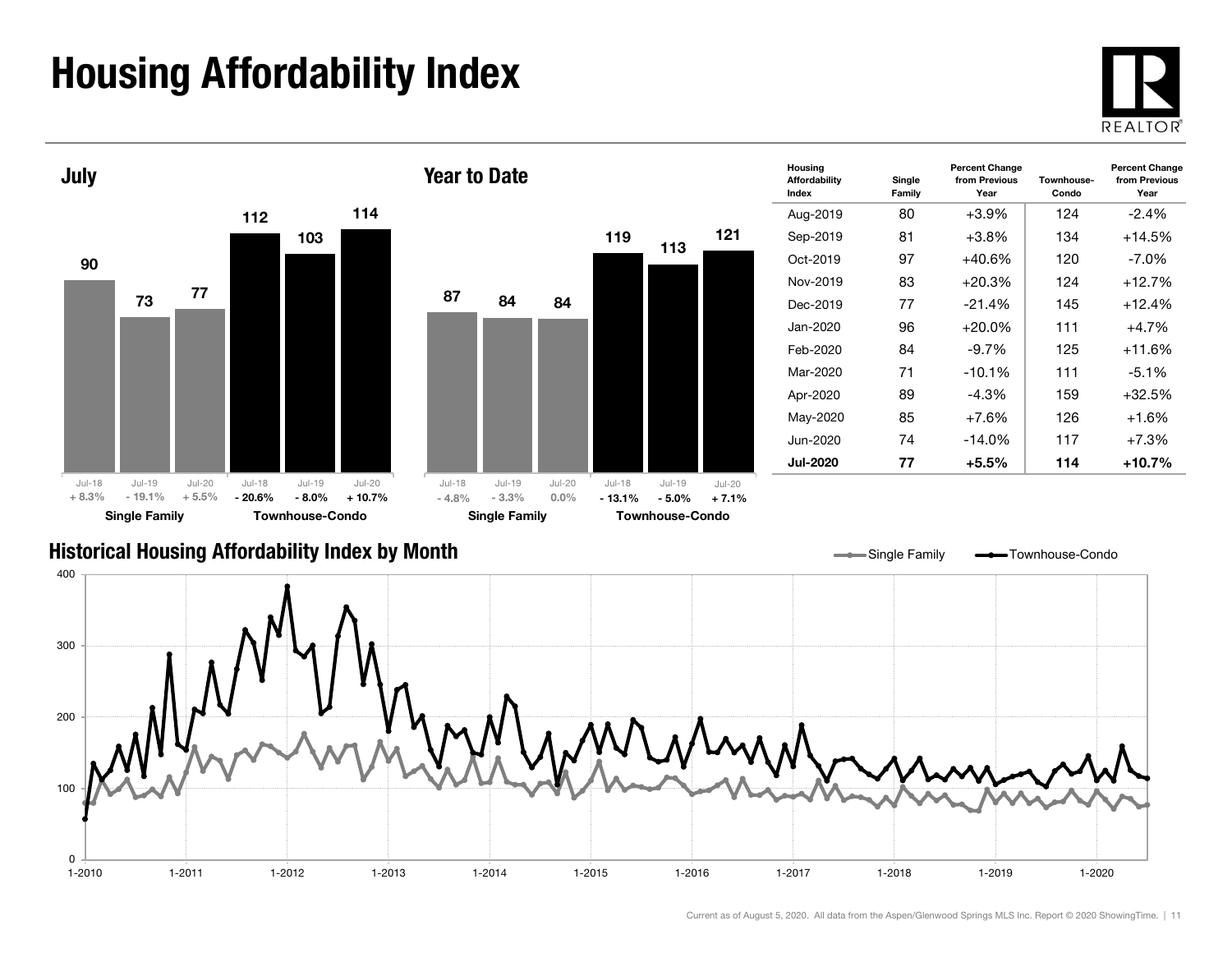# Housing Affordability Index

## July

| | Jul-18 | Jul-19 | Jul-20 |
|---|---|---|---|
| Single Family | 90 | 73 | 77 |
| Percent Change | + 8.3% | - 19.1% | + 5.5% |
| Townhouse-Condo | 112 | 103 | 114 |
| Percent Change | - 20.6% | - 8.0% | + 10.7% |

## Year to Date

| | Jul-18 | Jul-19 | Jul-20 |
|---|---|---|---|
| Single Family | 87 | 84 | 84 |
| Percent Change | - 4.8% | - 3.3% | 0.0% |
| Townhouse-Condo | 119 | 113 | 121 |
| Percent Change | - 13.1% | - 5.0% | + 7.1% |

| Housing Affordability Index | Single Family | Percent Change from Previous Year | Townhouse-Condo | Percent Change from Previous Year |
|---|---|---|---|---|
| Aug-2019 | 80 | +3.9% | 124 | -2.4% |
| Sep-2019 | 81 | +3.8% | 134 | +14.5% |
| Oct-2019 | 97 | +40.6% | 120 | -7.0% |
| Nov-2019 | 83 | +20.3% | 124 | +12.7% |
| Dec-2019 | 77 | -21.4% | 145 | +12.4% |
| Jan-2020 | 96 | +20.0% | 111 | +4.7% |
| Feb-2020 | 84 | -9.7% | 125 | +11.6% |
| Mar-2020 | 71 | -10.1% | 111 | -5.1% |
| Apr-2020 | 89 | -4.3% | 159 | +32.5% |
| May-2020 | 85 | +7.6% | 126 | +1.6% |
| Jun-2020 | 74 | -14.0% | 117 | +7.3% |
| **Jul-2020** | **77** | **+5.5%** | **114** | **+10.7%** |

## Historical Housing Affordability Index by Month

Single Family — Townhouse-Condo

Current as of August 5, 2020. All data from the Aspen/Glenwood Springs MLS Inc. Report © 2020 ShowingTime.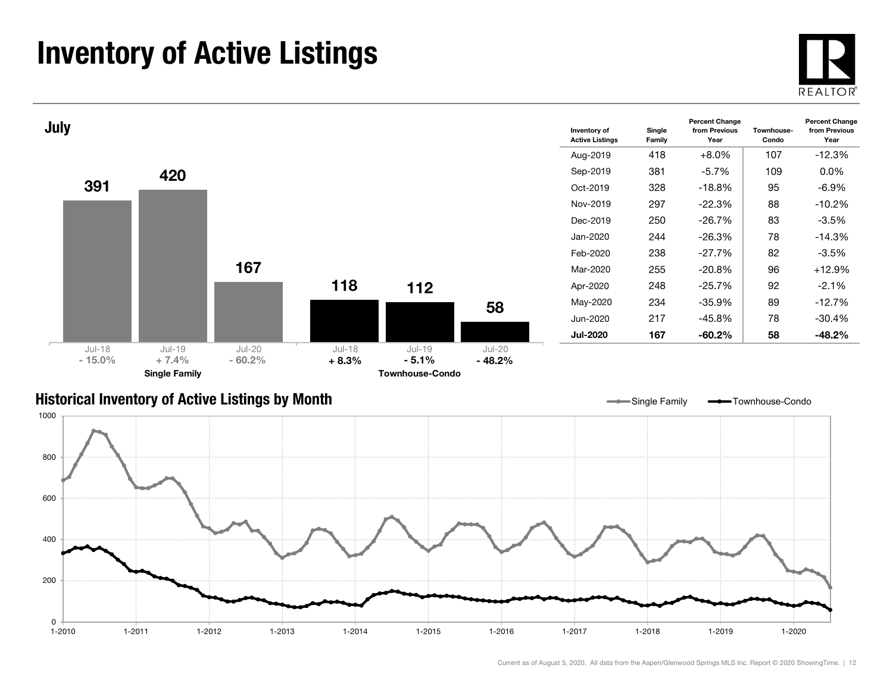# Inventory of Active Listings

## July

| | Jul-18 | Jul-19 | Jul-20 |
|---|---|---|---|
| Single Family | 391 | 420 | 167 |
| Percent Change | - 15.0% | + 7.4% | - 60.2% |
| Townhouse-Condo | 118 | 112 | 58 |
| Percent Change | + 8.3% | - 5.1% | - 48.2% |

| Inventory of Active Listings | Single Family | Percent Change from Previous Year | Townhouse-Condo | Percent Change from Previous Year |
|---|---|---|---|---|
| Aug-2019 | 418 | +8.0% | 107 | -12.3% |
| Sep-2019 | 381 | -5.7% | 109 | 0.0% |
| Oct-2019 | 328 | -18.8% | 95 | -6.9% |
| Nov-2019 | 297 | -22.3% | 88 | -10.2% |
| Dec-2019 | 250 | -26.7% | 83 | -3.5% |
| Jan-2020 | 244 | -26.3% | 78 | -14.3% |
| Feb-2020 | 238 | -27.7% | 82 | -3.5% |
| Mar-2020 | 255 | -20.8% | 96 | +12.9% |
| Apr-2020 | 248 | -25.7% | 92 | -2.1% |
| May-2020 | 234 | -35.9% | 89 | -12.7% |
| Jun-2020 | 217 | -45.8% | 78 | -30.4% |
| **Jul-2020** | **167** | **-60.2%** | **58** | **-48.2%** |

## Historical Inventory of Active Listings by Month

Current as of August 5, 2020. All data from the Aspen/Glenwood Springs MLS Inc. Report © 2020 ShowingTime.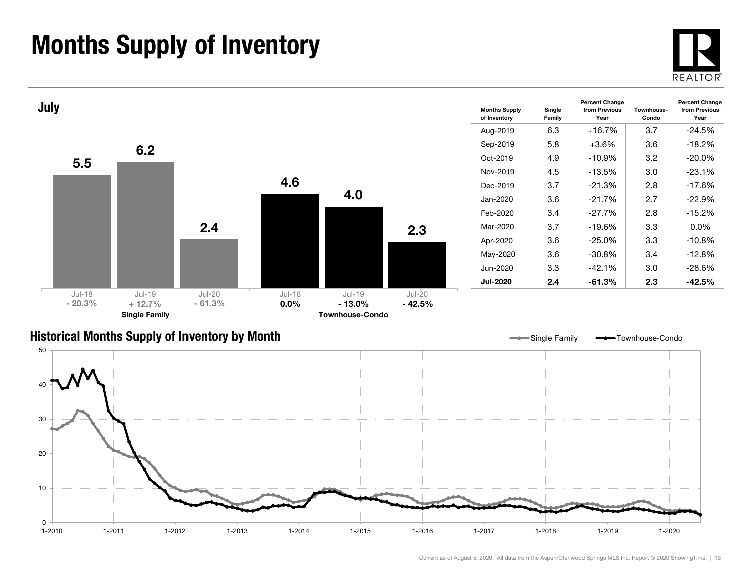# Months Supply of Inventory

## July

| | Jul-18 | Jul-19 | Jul-20 |
|---|---|---|---|
| Single Family | 5.5 | 6.2 | 2.4 |
| Percent Change | - 20.3% | + 12.7% | - 61.3% |
| Townhouse-Condo | 4.6 | 4.0 | 2.3 |
| Percent Change | 0.0% | - 13.0% | - 42.5% |

| Months Supply of Inventory | Single Family | Percent Change from Previous Year | Townhouse-Condo | Percent Change from Previous Year |
|---|---|---|---|---|
| Aug-2019 | 6.3 | +16.7% | 3.7 | -24.5% |
| Sep-2019 | 5.8 | +3.6% | 3.6 | -18.2% |
| Oct-2019 | 4.9 | -10.9% | 3.2 | -20.0% |
| Nov-2019 | 4.5 | -13.5% | 3.0 | -23.1% |
| Dec-2019 | 3.7 | -21.3% | 2.8 | -17.6% |
| Jan-2020 | 3.6 | -21.7% | 2.7 | -22.9% |
| Feb-2020 | 3.4 | -27.7% | 2.8 | -15.2% |
| Mar-2020 | 3.7 | -19.6% | 3.3 | 0.0% |
| Apr-2020 | 3.6 | -25.0% | 3.3 | -10.8% |
| May-2020 | 3.6 | -30.8% | 3.4 | -12.8% |
| Jun-2020 | 3.3 | -42.1% | 3.0 | -28.6% |
| **Jul-2020** | **2.4** | **-61.3%** | **2.3** | **-42.5%** |

## Historical Months Supply of Inventory by Month

Single Family / Townhouse-Condo

Current as of August 5, 2020. All data from the Aspen/Glenwood Springs MLS Inc. Report © 2020 ShowingTime.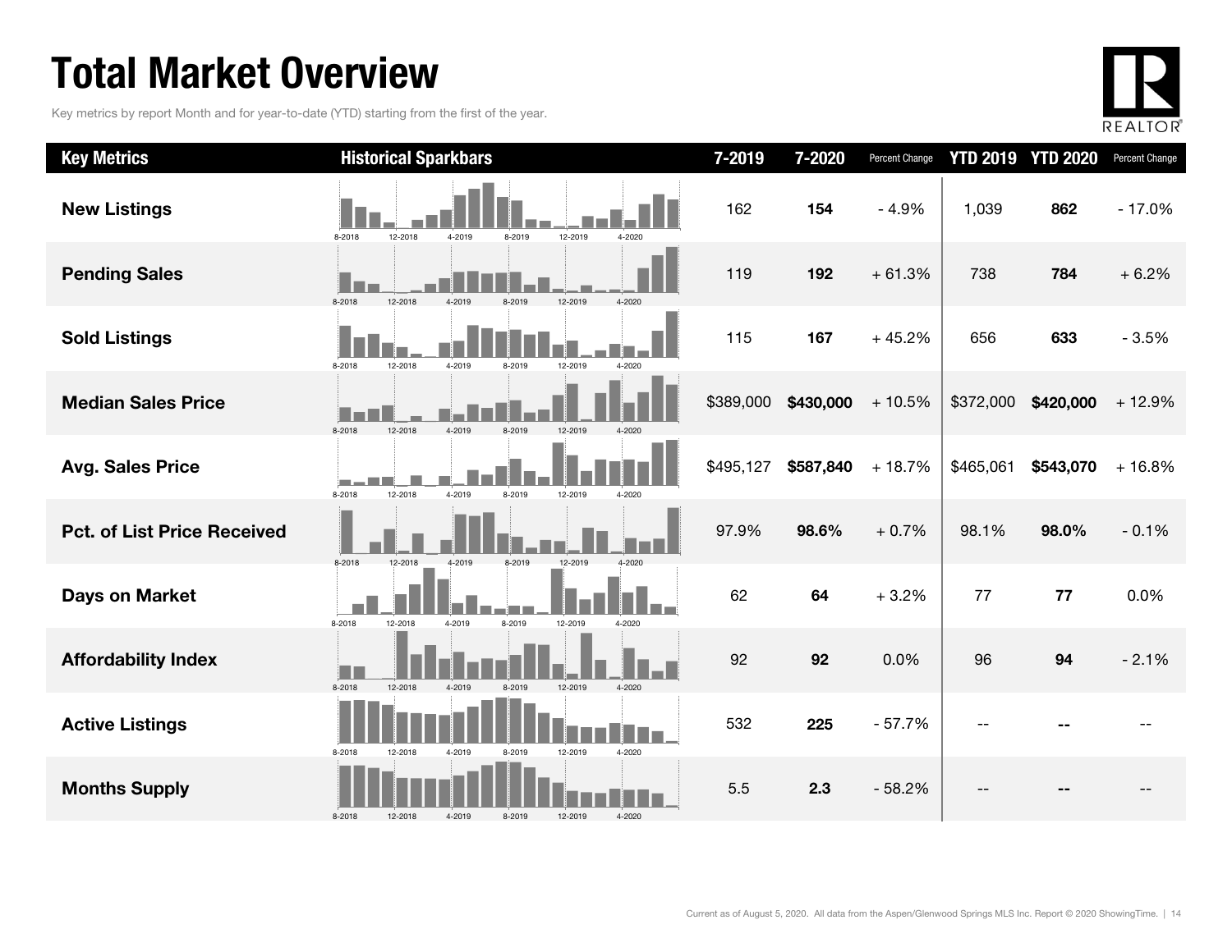# Total Market Overview

Key metrics by report Month and for year-to-date (YTD) starting from the first of the year.

| Key Metrics | Historical Sparkbars | 7-2019 | 7-2020 | Percent Change | YTD 2019 | YTD 2020 | Percent Change |
|---|---|---|---|---|---|---|---|
| New Listings | 8-2018 12-2018 4-2019 8-2019 12-2019 4-2020 | 162 | **154** | - 4.9% | 1,039 | **862** | - 17.0% |
| Pending Sales | 8-2018 12-2018 4-2019 8-2019 12-2019 4-2020 | 119 | **192** | + 61.3% | 738 | **784** | + 6.2% |
| Sold Listings | 8-2018 12-2018 4-2019 8-2019 12-2019 4-2020 | 115 | **167** | + 45.2% | 656 | **633** | - 3.5% |
| Median Sales Price | 8-2018 12-2018 4-2019 8-2019 12-2019 4-2020 | $389,000 | **$430,000** | + 10.5% | $372,000 | **$420,000** | + 12.9% |
| Avg. Sales Price | 8-2018 12-2018 4-2019 8-2019 12-2019 4-2020 | $495,127 | **$587,840** | + 18.7% | $465,061 | **$543,070** | + 16.8% |
| Pct. of List Price Received | 8-2018 12-2018 4-2019 8-2019 12-2019 4-2020 | 97.9% | **98.6%** | + 0.7% | 98.1% | **98.0%** | - 0.1% |
| Days on Market | 8-2018 12-2018 4-2019 8-2019 12-2019 4-2020 | 62 | **64** | + 3.2% | 77 | **77** | 0.0% |
| Affordability Index | 8-2018 12-2018 4-2019 8-2019 12-2019 4-2020 | 92 | **92** | 0.0% | 96 | **94** | - 2.1% |
| Active Listings | 8-2018 12-2018 4-2019 8-2019 12-2019 4-2020 | 532 | **225** | - 57.7% | -- | **--** | -- |
| Months Supply | 8-2018 12-2018 4-2019 8-2019 12-2019 4-2020 | 5.5 | **2.3** | - 58.2% | -- | **--** | -- |

Current as of August 5, 2020. All data from the Aspen/Glenwood Springs MLS Inc. Report © 2020 ShowingTime.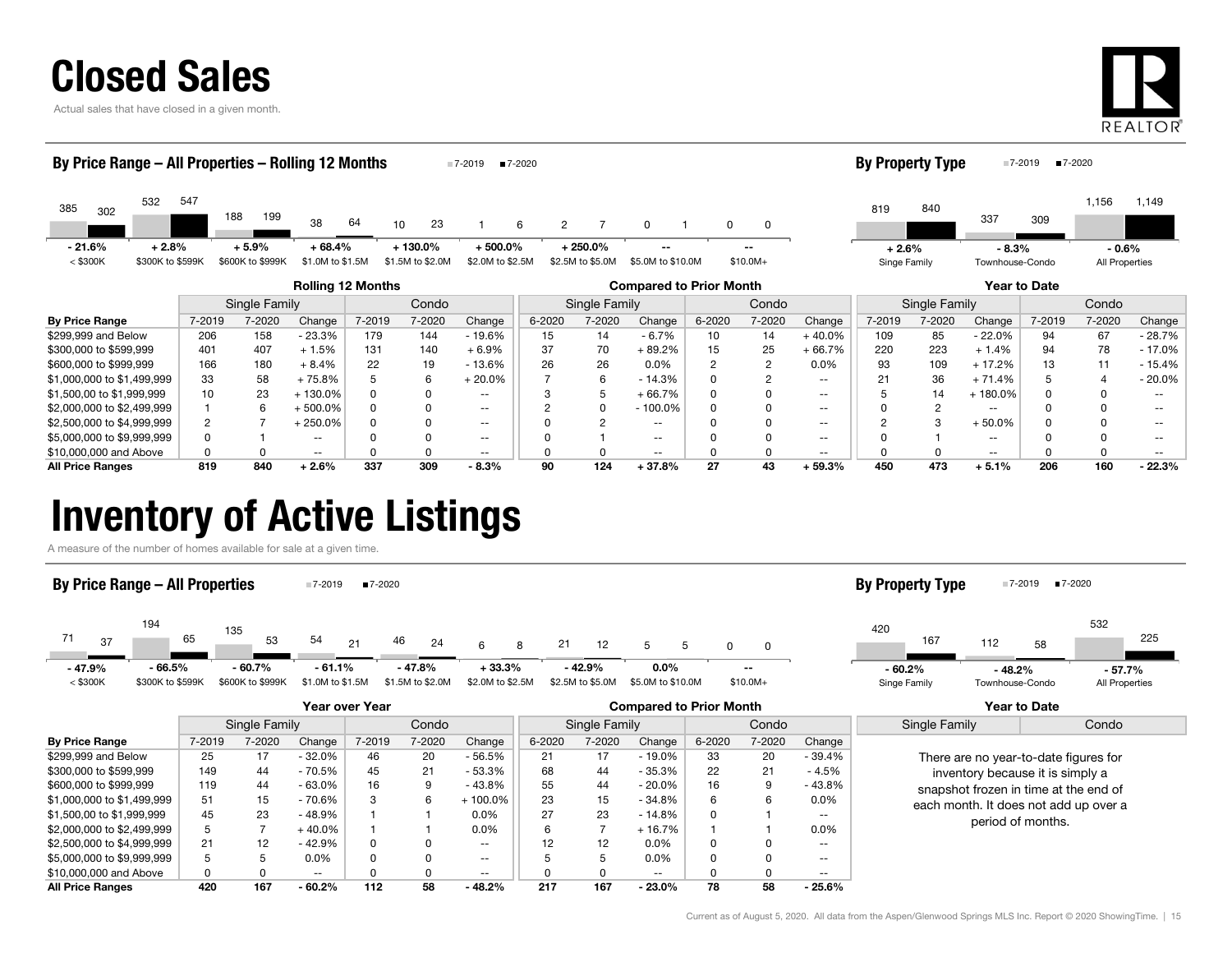# Closed Sales

Actual sales that have closed in a given month.

## By Price Range – All Properties – Rolling 12 Months

■7-2019 ■7-2020

| | < $300K | $300K to $599K | $600K to $999K | $1.0M to $1.5M | $1.5M to $2.0M | $2.0M to $2.5M | $2.5M to $5.0M | $5.0M to $10.0M | $10.0M+ |
|---|---|---|---|---|---|---|---|---|---|
| 7-2019 | 385 | 532 | 188 | 38 | 10 | 1 | 2 | 0 | 0 |
| 7-2020 | 302 | 547 | 199 | 64 | 23 | 6 | 7 | 1 | 0 |
| Change | - 21.6% | + 2.8% | + 5.9% | + 68.4% | + 130.0% | + 500.0% | + 250.0% | -- | -- |

## By Property Type

■7-2019 ■7-2020

| | Singe Family | Townhouse-Condo | All Properties |
|---|---|---|---|
| 7-2019 | 819 | 337 | 1,156 |
| 7-2020 | 840 | 309 | 1,149 |
| Change | + 2.6% | - 8.3% | - 0.6% |

| | Rolling 12 Months | | | | | | Compared to Prior Month | | | | | | Year to Date | | | | | |
|---|---|---|---|---|---|---|---|---|---|---|---|---|---|---|---|---|---|---|
| | Single Family | | | Condo | | | Single Family | | | Condo | | | Single Family | | | Condo | | |
| By Price Range | 7-2019 | 7-2020 | Change | 7-2019 | 7-2020 | Change | 6-2020 | 7-2020 | Change | 6-2020 | 7-2020 | Change | 7-2019 | 7-2020 | Change | 7-2019 | 7-2020 | Change |
| $299,999 and Below | 206 | 158 | - 23.3% | 179 | 144 | - 19.6% | 15 | 14 | - 6.7% | 10 | 14 | + 40.0% | 109 | 85 | - 22.0% | 94 | 67 | - 28.7% |
| $300,000 to $599,999 | 401 | 407 | + 1.5% | 131 | 140 | + 6.9% | 37 | 70 | + 89.2% | 15 | 25 | + 66.7% | 220 | 223 | + 1.4% | 94 | 78 | - 17.0% |
| $600,000 to $999,999 | 166 | 180 | + 8.4% | 22 | 19 | - 13.6% | 26 | 26 | 0.0% | 2 | 2 | 0.0% | 93 | 109 | + 17.2% | 13 | 11 | - 15.4% |
| $1,000,000 to $1,499,999 | 33 | 58 | + 75.8% | 5 | 6 | + 20.0% | 7 | 6 | - 14.3% | 0 | 2 | -- | 21 | 36 | + 71.4% | 5 | 4 | - 20.0% |
| $1,500,00 to $1,999,999 | 10 | 23 | + 130.0% | 0 | 0 | -- | 3 | 5 | + 66.7% | 0 | 0 | -- | 5 | 14 | + 180.0% | 0 | 0 | -- |
| $2,000,000 to $2,499,999 | 1 | 6 | + 500.0% | 0 | 0 | -- | 2 | 0 | - 100.0% | 0 | 0 | -- | 0 | 2 | -- | 0 | 0 | -- |
| $2,500,000 to $4,999,999 | 2 | 7 | + 250.0% | 0 | 0 | -- | 0 | 2 | -- | 0 | 0 | -- | 2 | 3 | + 50.0% | 0 | 0 | -- |
| $5,000,000 to $9,999,999 | 0 | 1 | -- | 0 | 0 | -- | 0 | 1 | -- | 0 | 0 | -- | 0 | 1 | -- | 0 | 0 | -- |
| $10,000,000 and Above | 0 | 0 | -- | 0 | 0 | -- | 0 | 0 | -- | 0 | 0 | -- | 0 | 0 | -- | 0 | 0 | -- |
| **All Price Ranges** | **819** | **840** | **+ 2.6%** | **337** | **309** | **- 8.3%** | **90** | **124** | **+ 37.8%** | **27** | **43** | **+ 59.3%** | **450** | **473** | **+ 5.1%** | **206** | **160** | **- 22.3%** |

# Inventory of Active Listings

A measure of the number of homes available for sale at a given time.

## By Price Range – All Properties

■7-2019 ■7-2020

| | < $300K | $300K to $599K | $600K to $999K | $1.0M to $1.5M | $1.5M to $2.0M | $2.0M to $2.5M | $2.5M to $5.0M | $5.0M to $10.0M | $10.0M+ |
|---|---|---|---|---|---|---|---|---|---|
| 7-2019 | 71 | 194 | 135 | 54 | 46 | 6 | 21 | 5 | 0 |
| 7-2020 | 37 | 65 | 53 | 21 | 24 | 8 | 12 | 5 | 0 |
| Change | - 47.9% | - 66.5% | - 60.7% | - 61.1% | - 47.8% | + 33.3% | - 42.9% | 0.0% | -- |

## By Property Type

■7-2019 ■7-2020

| | Singe Family | Townhouse-Condo | All Properties |
|---|---|---|---|
| 7-2019 | 420 | 112 | 532 |
| 7-2020 | 167 | 58 | 225 |
| Change | - 60.2% | - 48.2% | - 57.7% |

| | Year over Year | | | | | | Compared to Prior Month | | | | | |
|---|---|---|---|---|---|---|---|---|---|---|---|---|
| | Single Family | | | Condo | | | Single Family | | | Condo | | |
| By Price Range | 7-2019 | 7-2020 | Change | 7-2019 | 7-2020 | Change | 6-2020 | 7-2020 | Change | 6-2020 | 7-2020 | Change |
| $299,999 and Below | 25 | 17 | - 32.0% | 46 | 20 | - 56.5% | 21 | 17 | - 19.0% | 33 | 20 | - 39.4% |
| $300,000 to $599,999 | 149 | 44 | - 70.5% | 45 | 21 | - 53.3% | 68 | 44 | - 35.3% | 22 | 21 | - 4.5% |
| $600,000 to $999,999 | 119 | 44 | - 63.0% | 16 | 9 | - 43.8% | 55 | 44 | - 20.0% | 16 | 9 | - 43.8% |
| $1,000,000 to $1,499,999 | 51 | 15 | - 70.6% | 3 | 6 | + 100.0% | 23 | 15 | - 34.8% | 6 | 6 | 0.0% |
| $1,500,00 to $1,999,999 | 45 | 23 | - 48.9% | 1 | 1 | 0.0% | 27 | 23 | - 14.8% | 0 | 1 | -- |
| $2,000,000 to $2,499,999 | 5 | 7 | + 40.0% | 1 | 1 | 0.0% | 6 | 7 | + 16.7% | 1 | 1 | 0.0% |
| $2,500,000 to $4,999,999 | 21 | 12 | - 42.9% | 0 | 0 | -- | 12 | 12 | 0.0% | 0 | 0 | -- |
| $5,000,000 to $9,999,999 | 5 | 5 | 0.0% | 0 | 0 | -- | 5 | 5 | 0.0% | 0 | 0 | -- |
| $10,000,000 and Above | 0 | 0 | -- | 0 | 0 | -- | 0 | 0 | -- | 0 | 0 | -- |
| **All Price Ranges** | **420** | **167** | **- 60.2%** | **112** | **58** | **- 48.2%** | **217** | **167** | **- 23.0%** | **78** | **58** | **- 25.6%** |

**Year to Date**

| Single Family | Condo |
|---|---|

There are no year-to-date figures for inventory because it is simply a snapshot frozen in time at the end of each month. It does not add up over a period of months.

Current as of August 5, 2020. All data from the Aspen/Glenwood Springs MLS Inc. Report © 2020 ShowingTime.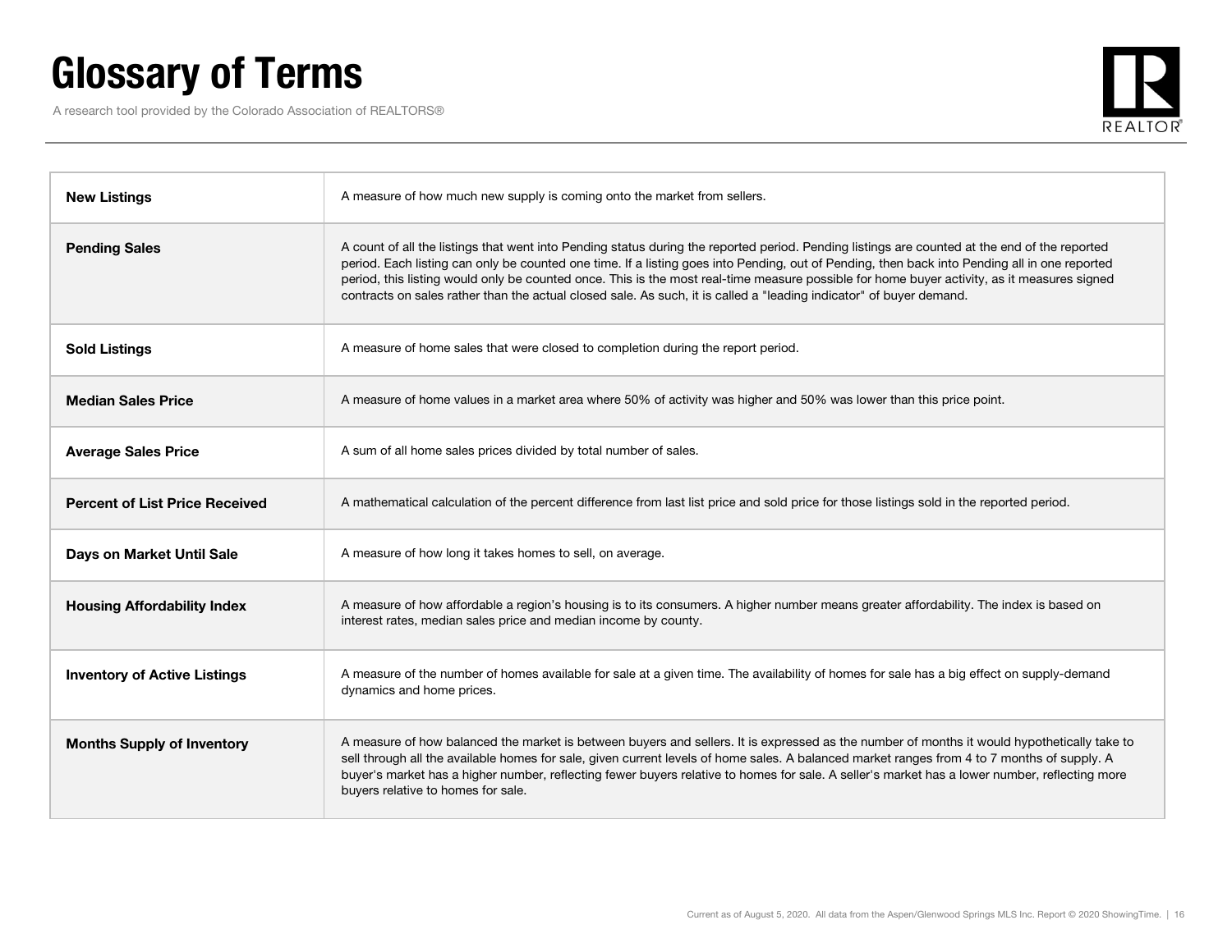# Glossary of Terms

A research tool provided by the Colorado Association of REALTORS®

| | |
|---|---|
| **New Listings** | A measure of how much new supply is coming onto the market from sellers. |
| **Pending Sales** | A count of all the listings that went into Pending status during the reported period. Pending listings are counted at the end of the reported period. Each listing can only be counted one time. If a listing goes into Pending, out of Pending, then back into Pending all in one reported period, this listing would only be counted once. This is the most real-time measure possible for home buyer activity, as it measures signed contracts on sales rather than the actual closed sale. As such, it is called a "leading indicator" of buyer demand. |
| **Sold Listings** | A measure of home sales that were closed to completion during the report period. |
| **Median Sales Price** | A measure of home values in a market area where 50% of activity was higher and 50% was lower than this price point. |
| **Average Sales Price** | A sum of all home sales prices divided by total number of sales. |
| **Percent of List Price Received** | A mathematical calculation of the percent difference from last list price and sold price for those listings sold in the reported period. |
| **Days on Market Until Sale** | A measure of how long it takes homes to sell, on average. |
| **Housing Affordability Index** | A measure of how affordable a region's housing is to its consumers. A higher number means greater affordability. The index is based on interest rates, median sales price and median income by county. |
| **Inventory of Active Listings** | A measure of the number of homes available for sale at a given time. The availability of homes for sale has a big effect on supply-demand dynamics and home prices. |
| **Months Supply of Inventory** | A measure of how balanced the market is between buyers and sellers. It is expressed as the number of months it would hypothetically take to sell through all the available homes for sale, given current levels of home sales. A balanced market ranges from 4 to 7 months of supply. A buyer's market has a higher number, reflecting fewer buyers relative to homes for sale. A seller's market has a lower number, reflecting more buyers relative to homes for sale. |

Current as of August 5, 2020. All data from the Aspen/Glenwood Springs MLS Inc. Report © 2020 ShowingTime.